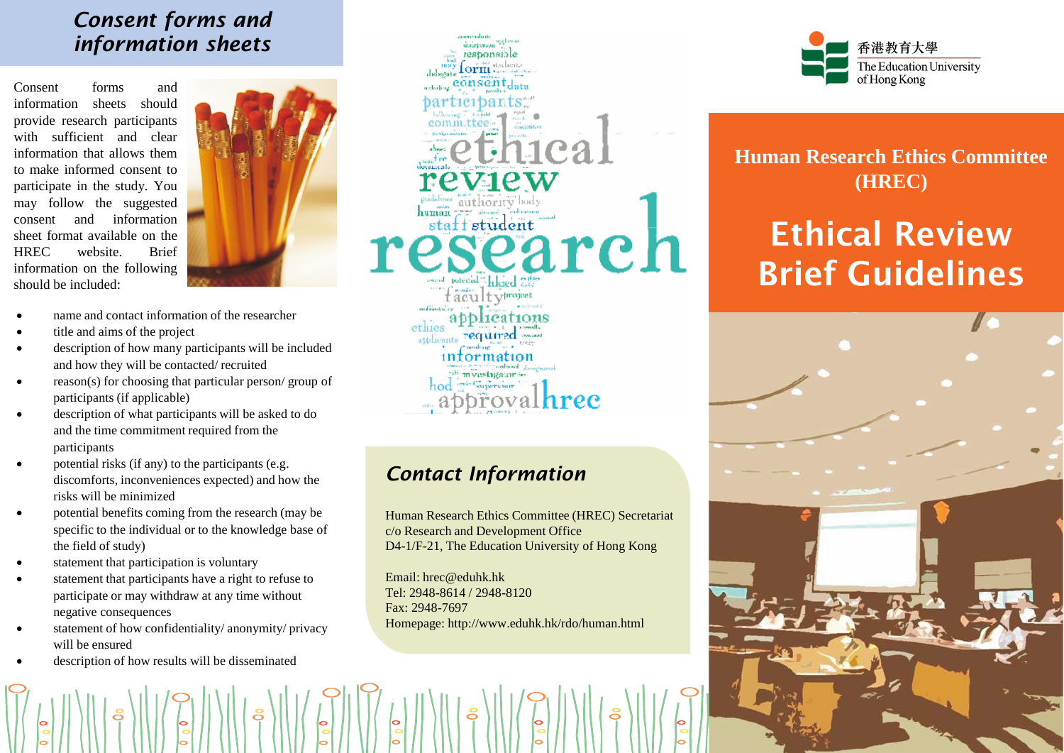## *Consent forms and information sheets*

Consent forms and information sheets should provide research participants with sufficient and clear information that allows them to make informed consent to participate in the study. You may follow the suggested consent and information sheet format available on the HREC website. Brief information on the following should be included:

- name and contact information of the researcher
- title and aims of the project
- description of how many participants will be included and how they will be contacted/ recruited
- reason(s) for choosing that particular person/ group of participants (if applicable)
- description of what participants will be asked to do and the time commitment required from the participants
- potential risks (if any) to the participants (e.g. discomforts, inconveniences expected) and how the risks will be minimized
- potential benefits coming from the research (may be specific to the individual or to the knowledge base of the field of study)
- statement that participation is voluntary
- statement that participants have a right to refuse to participate or may withdraw at any time without negative consequences
- statement of how confidentiality/ anonymity/ privacy will be ensured
- description of how results will be disseminated

## *Contact Information*

Human Research Ethics Committee (HREC) Secretariat
c/o Research and Development Office
D4-1/F-21, The Education University of Hong Kong

Email: hrec@eduhk.hk
Tel: 2948-8614 / 2948-8120
Fax: 2948-7697
Homepage: http://www.eduhk.hk/rdo/human.html

香港教育大學
The Education University of Hong Kong

**Human Research Ethics Committee (HREC)**

# Ethical Review Brief Guidelines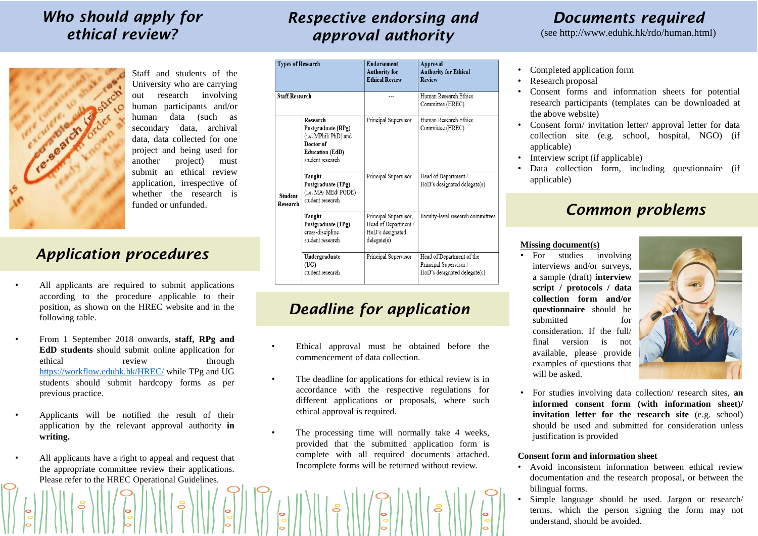## Who should apply for ethical review?

Staff and students of the University who are carrying out research involving human participants and/or human data (such as secondary data, archival data, data collected for one project and being used for another project) must submit an ethical review application, irrespective of whether the research is funded or unfunded.

## Application procedures

- All applicants are required to submit applications according to the procedure applicable to their position, as shown on the HREC website and in the following table.
- From 1 September 2018 onwards, **staff, RPg and EdD students** should submit online application for ethical review through https://workflow.eduhk.hk/HREC/ while TPg and UG students should submit hardcopy forms as per previous practice.
- Applicants will be notified the result of their application by the relevant approval authority **in writing.**
- All applicants have a right to appeal and request that the appropriate committee review their applications. Please refer to the HREC Operational Guidelines.

## Respective endorsing and approval authority

| Types of Research | | Endorsement Authority for Ethical Review | Approval Authority for Ethical Review |
|---|---|---|---|
| Staff Research | | --- | Human Research Ethics Committee (HREC) |
| Student Research | **Research Postgraduate (RPg)** (i.e. MPhil/ PhD) and **Doctor of Education (EdD)** student research | Principal Supervisor | Human Research Ethics Committee (HREC) |
| | **Taught Postgraduate (TPg)** (i.e. MA/ MEd/ PGDE) student research | Principal Supervisor | Head of Department / HoD's designated delegate(s) |
| | **Taught Postgraduate (TPg)** cross-discipline student research | Principal Supervisor, Head of Department / HoD's designated delegate(s) | Faculty-level research committees |
| | **Undergraduate (UG)** student research | Principal Supervisor | Head of Department of the Principal Supervisor / HoD's designated delegate(s) |

## Deadline for application

- Ethical approval must be obtained before the commencement of data collection.
- The deadline for applications for ethical review is in accordance with the respective regulations for different applications or proposals, where such ethical approval is required.
- The processing time will normally take 4 weeks, provided that the submitted application form is complete with all required documents attached. Incomplete forms will be returned without review.

## Documents required

(see http://www.eduhk.hk/rdo/human.html)

- Completed application form
- Research proposal
- Consent forms and information sheets for potential research participants (templates can be downloaded at the above website)
- Consent form/ invitation letter/ approval letter for data collection site (e.g. school, hospital, NGO) (if applicable)
- Interview script (if applicable)
- Data collection form, including questionnaire (if applicable)

## Common problems

**Missing document(s)**

- For studies involving interviews and/or surveys, a sample (draft) **interview script / protocols / data collection form and/or questionnaire** should be submitted for consideration. If the full/ final version is not available, please provide examples of questions that will be asked.
- For studies involving data collection/ research sites, **an informed consent form (with information sheet)/ invitation letter for the research site** (e.g. school) should be used and submitted for consideration unless justification is provided

**Consent form and information sheet**

- Avoid inconsistent information between ethical review documentation and the research proposal, or between the bilingual forms.
- Simple language should be used. Jargon or research/ terms, which the person signing the form may not understand, should be avoided.